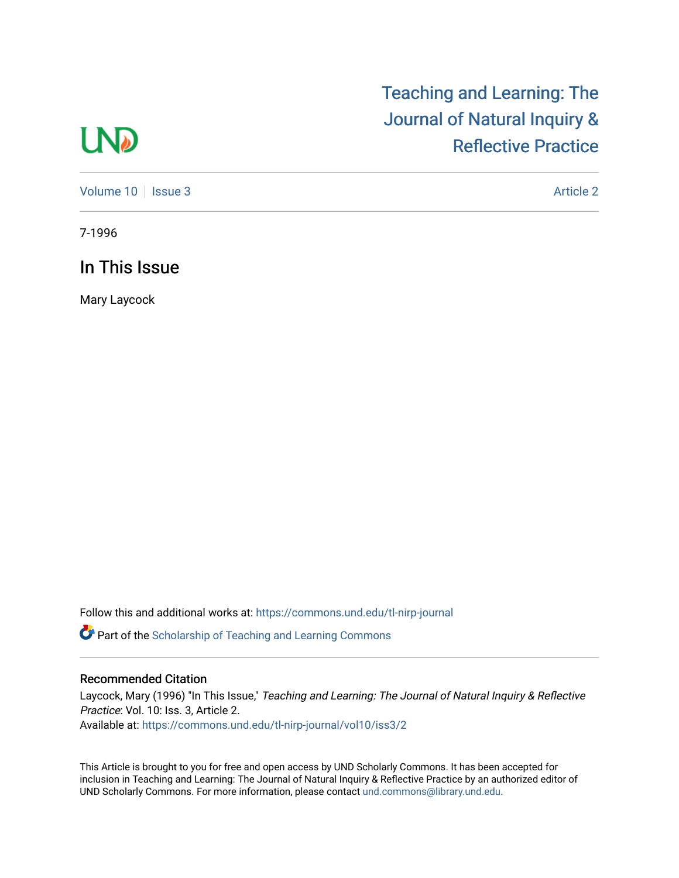# Teaching and Learning: The Journal of Natural Inquiry & Reflective Practice

Volume 10 | Issue 3 — Article 2

7-1996

## In This Issue

Mary Laycock

Follow this and additional works at: https://commons.und.edu/tl-nirp-journal

Part of the Scholarship of Teaching and Learning Commons

### Recommended Citation

Laycock, Mary (1996) "In This Issue," *Teaching and Learning: The Journal of Natural Inquiry & Reflective Practice*: Vol. 10: Iss. 3, Article 2.
Available at: https://commons.und.edu/tl-nirp-journal/vol10/iss3/2

This Article is brought to you for free and open access by UND Scholarly Commons. It has been accepted for inclusion in Teaching and Learning: The Journal of Natural Inquiry & Reflective Practice by an authorized editor of UND Scholarly Commons. For more information, please contact und.commons@library.und.edu.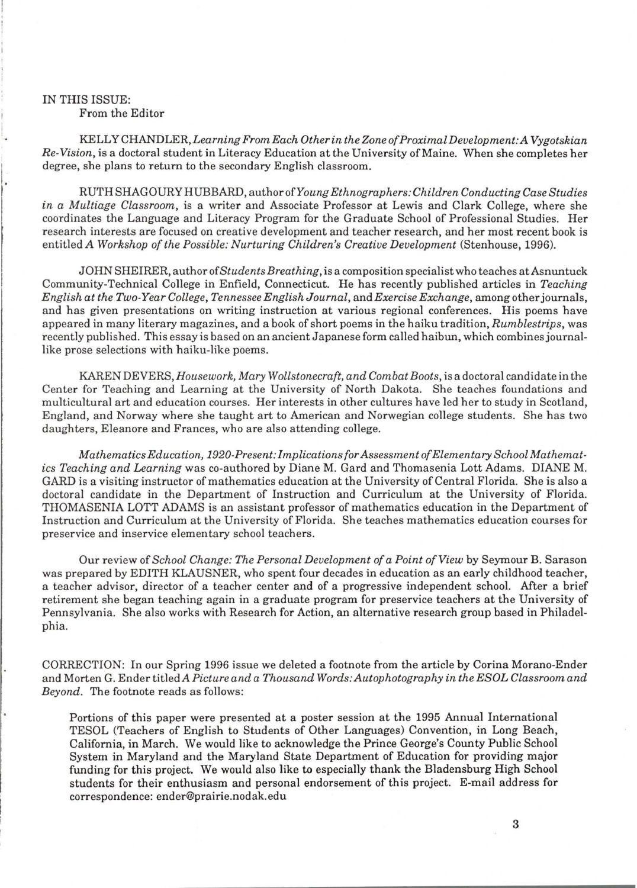IN THIS ISSUE:
From the Editor

KELLY CHANDLER, *Learning From Each Other in the Zone of Proximal Development: A Vygotskian Re-Vision*, is a doctoral student in Literacy Education at the University of Maine. When she completes her degree, she plans to return to the secondary English classroom.

RUTH SHAGOURY HUBBARD, author of *Young Ethnographers: Children Conducting Case Studies in a Multiage Classroom*, is a writer and Associate Professor at Lewis and Clark College, where she coordinates the Language and Literacy Program for the Graduate School of Professional Studies. Her research interests are focused on creative development and teacher research, and her most recent book is entitled *A Workshop of the Possible: Nurturing Children's Creative Development* (Stenhouse, 1996).

JOHN SHEIRER, author of *Students Breathing*, is a composition specialist who teaches at Asnuntuck Community-Technical College in Enfield, Connecticut. He has recently published articles in *Teaching English at the Two-Year College*, *Tennessee English Journal*, and *Exercise Exchange*, among other journals, and has given presentations on writing instruction at various regional conferences. His poems have appeared in many literary magazines, and a book of short poems in the haiku tradition, *Rumblestrips*, was recently published. This essay is based on an ancient Japanese form called haibun, which combines journal-like prose selections with haiku-like poems.

KAREN DEVERS, *Housework, Mary Wollstonecraft, and Combat Boots*, is a doctoral candidate in the Center for Teaching and Learning at the University of North Dakota. She teaches foundations and multicultural art and education courses. Her interests in other cultures have led her to study in Scotland, England, and Norway where she taught art to American and Norwegian college students. She has two daughters, Eleanore and Frances, who are also attending college.

*Mathematics Education, 1920-Present: Implications for Assessment of Elementary School Mathematics Teaching and Learning* was co-authored by Diane M. Gard and Thomasenia Lott Adams. DIANE M. GARD is a visiting instructor of mathematics education at the University of Central Florida. She is also a doctoral candidate in the Department of Instruction and Curriculum at the University of Florida. THOMASENIA LOTT ADAMS is an assistant professor of mathematics education in the Department of Instruction and Curriculum at the University of Florida. She teaches mathematics education courses for preservice and inservice elementary school teachers.

Our review of *School Change: The Personal Development of a Point of View* by Seymour B. Sarason was prepared by EDITH KLAUSNER, who spent four decades in education as an early childhood teacher, a teacher advisor, director of a teacher center and of a progressive independent school. After a brief retirement she began teaching again in a graduate program for preservice teachers at the University of Pennsylvania. She also works with Research for Action, an alternative research group based in Philadelphia.

CORRECTION: In our Spring 1996 issue we deleted a footnote from the article by Corina Morano-Ender and Morten G. Ender titled *A Picture and a Thousand Words: Autophotography in the ESOL Classroom and Beyond*. The footnote reads as follows:

> Portions of this paper were presented at a poster session at the 1995 Annual International TESOL (Teachers of English to Students of Other Languages) Convention, in Long Beach, California, in March. We would like to acknowledge the Prince George's County Public School System in Maryland and the Maryland State Department of Education for providing major funding for this project. We would also like to especially thank the Bladensburg High School students for their enthusiasm and personal endorsement of this project. E-mail address for correspondence: ender@prairie.nodak.edu